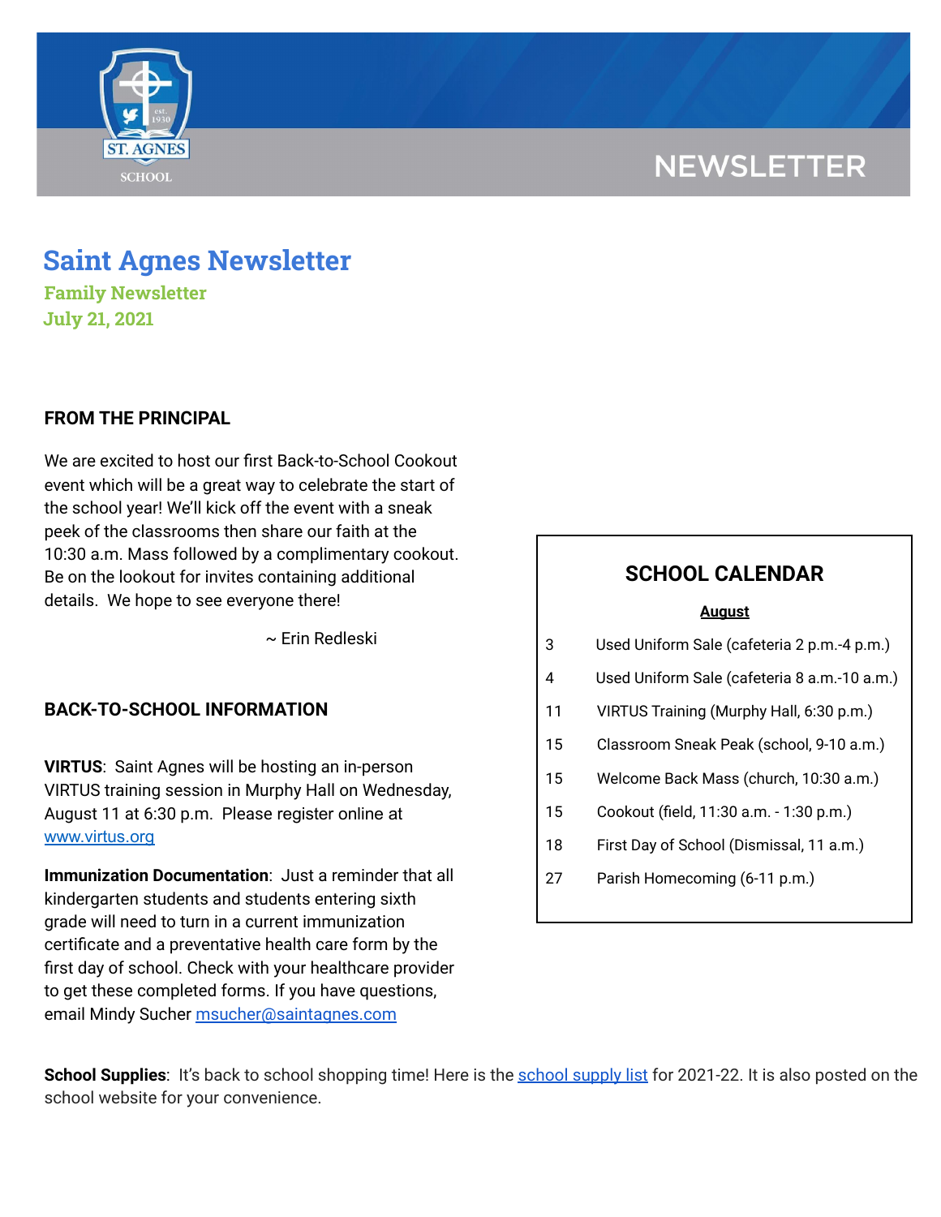# Saint Agnes Newsletter

**Family Newsletter**

**July 21, 2021**

## FROM THE PRINCIPAL

We are excited to host our first Back-to-School Cookout event which will be a great way to celebrate the start of the school year! We'll kick off the event with a sneak peek of the classrooms then share our faith at the 10:30 a.m. Mass followed by a complimentary cookout. Be on the lookout for invites containing additional details. We hope to see everyone there!

~ Erin Redleski

## SCHOOL CALENDAR

**August**

| | |
|---|---|
| 3 | Used Uniform Sale (cafeteria 2 p.m.-4 p.m.) |
| 4 | Used Uniform Sale (cafeteria 8 a.m.-10 a.m.) |
| 11 | VIRTUS Training (Murphy Hall, 6:30 p.m.) |
| 15 | Classroom Sneak Peak (school, 9-10 a.m.) |
| 15 | Welcome Back Mass (church, 10:30 a.m.) |
| 15 | Cookout (field, 11:30 a.m. - 1:30 p.m.) |
| 18 | First Day of School (Dismissal, 11 a.m.) |
| 27 | Parish Homecoming (6-11 p.m.) |

## BACK-TO-SCHOOL INFORMATION

**VIRTUS**: Saint Agnes will be hosting an in-person VIRTUS training session in Murphy Hall on Wednesday, August 11 at 6:30 p.m. Please register online at www.virtus.org

**Immunization Documentation**: Just a reminder that all kindergarten students and students entering sixth grade will need to turn in a current immunization certificate and a preventative health care form by the first day of school. Check with your healthcare provider to get these completed forms. If you have questions, email Mindy Sucher msucher@saintagnes.com

**School Supplies**: It's back to school shopping time! Here is the school supply list for 2021-22. It is also posted on the school website for your convenience.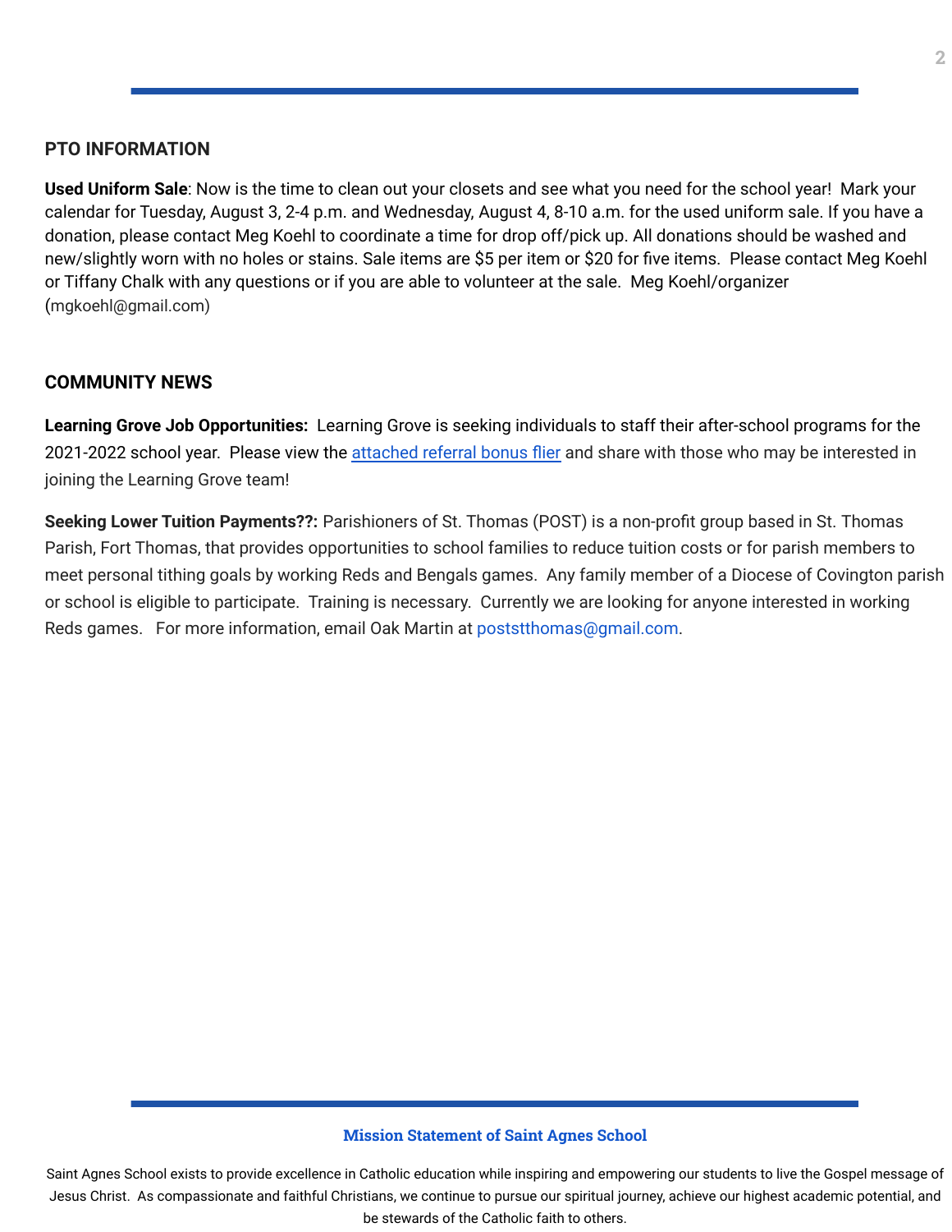## PTO INFORMATION

**Used Uniform Sale**: Now is the time to clean out your closets and see what you need for the school year! Mark your calendar for Tuesday, August 3, 2-4 p.m. and Wednesday, August 4, 8-10 a.m. for the used uniform sale. If you have a donation, please contact Meg Koehl to coordinate a time for drop off/pick up. All donations should be washed and new/slightly worn with no holes or stains. Sale items are $5 per item or $20 for five items. Please contact Meg Koehl or Tiffany Chalk with any questions or if you are able to volunteer at the sale. Meg Koehl/organizer (mgkoehl@gmail.com)

## COMMUNITY NEWS

**Learning Grove Job Opportunities:** Learning Grove is seeking individuals to staff their after-school programs for the 2021-2022 school year. Please view the attached referral bonus flier and share with those who may be interested in joining the Learning Grove team!

**Seeking Lower Tuition Payments??:** Parishioners of St. Thomas (POST) is a non-profit group based in St. Thomas Parish, Fort Thomas, that provides opportunities to school families to reduce tuition costs or for parish members to meet personal tithing goals by working Reds and Bengals games. Any family member of a Diocese of Covington parish or school is eligible to participate. Training is necessary. Currently we are looking for anyone interested in working Reds games. For more information, email Oak Martin at poststthomas@gmail.com.

**Mission Statement of Saint Agnes School**

Saint Agnes School exists to provide excellence in Catholic education while inspiring and empowering our students to live the Gospel message of Jesus Christ. As compassionate and faithful Christians, we continue to pursue our spiritual journey, achieve our highest academic potential, and be stewards of the Catholic faith to others.